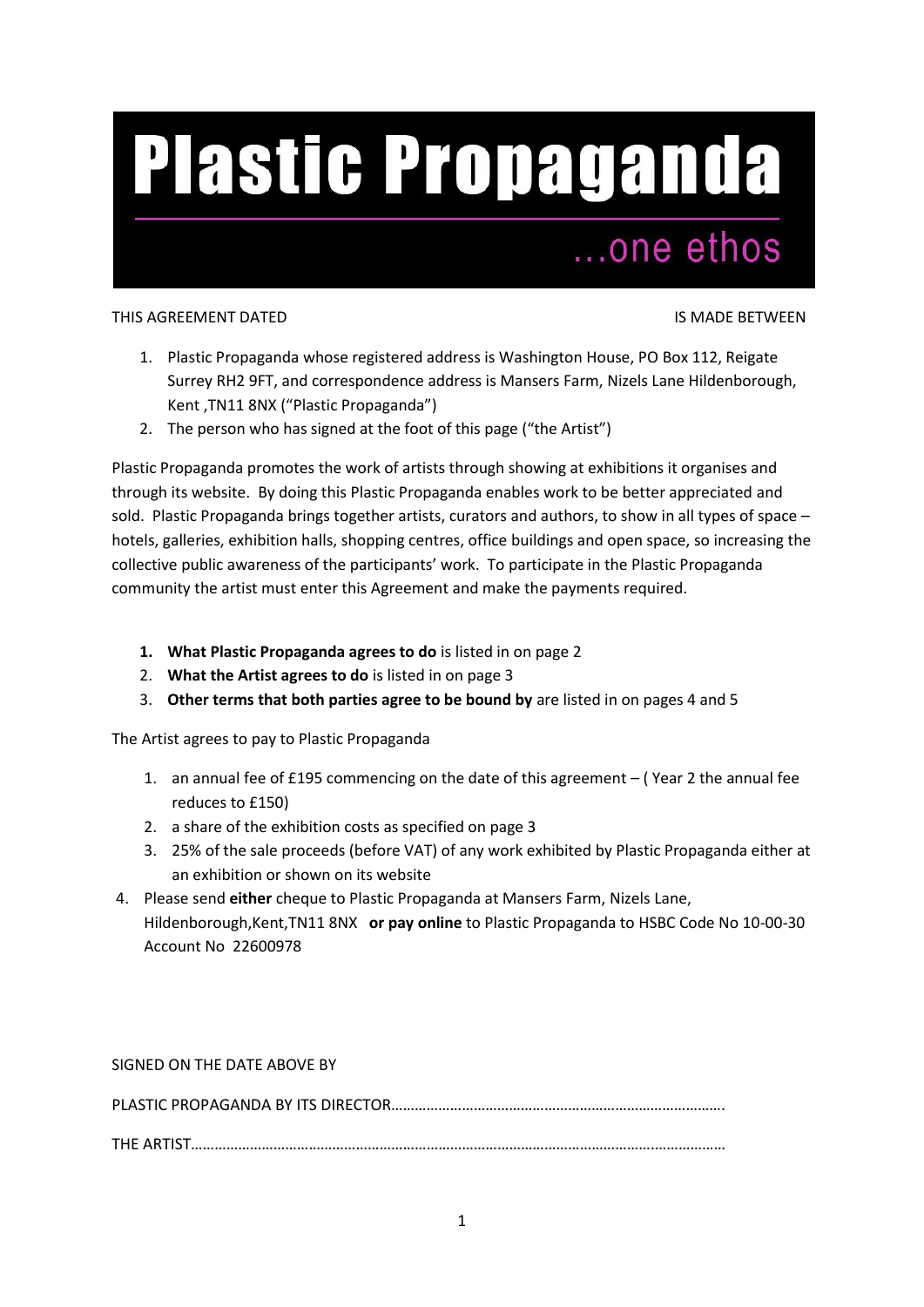# Plastic Propaganda

...one ethos

THIS AGREEMENT DATED IS MADE BETWEEN

1. Plastic Propaganda whose registered address is Washington House, PO Box 112, Reigate Surrey RH2 9FT, and correspondence address is Mansers Farm, Nizels Lane Hildenborough, Kent ,TN11 8NX ("Plastic Propaganda")
2. The person who has signed at the foot of this page ("the Artist")

Plastic Propaganda promotes the work of artists through showing at exhibitions it organises and through its website. By doing this Plastic Propaganda enables work to be better appreciated and sold. Plastic Propaganda brings together artists, curators and authors, to show in all types of space – hotels, galleries, exhibition halls, shopping centres, office buildings and open space, so increasing the collective public awareness of the participants' work. To participate in the Plastic Propaganda community the artist must enter this Agreement and make the payments required.

1. **What Plastic Propaganda agrees to do** is listed in on page 2
2. **What the Artist agrees to do** is listed in on page 3
3. **Other terms that both parties agree to be bound by** are listed in on pages 4 and 5

The Artist agrees to pay to Plastic Propaganda

1. an annual fee of £195 commencing on the date of this agreement – ( Year 2 the annual fee reduces to £150)
2. a share of the exhibition costs as specified on page 3
3. 25% of the sale proceeds (before VAT) of any work exhibited by Plastic Propaganda either at an exhibition or shown on its website
4. Please send **either** cheque to Plastic Propaganda at Mansers Farm, Nizels Lane, Hildenborough,Kent,TN11 8NX **or pay online** to Plastic Propaganda to HSBC Code No 10-00-30 Account No 22600978

SIGNED ON THE DATE ABOVE BY

PLASTIC PROPAGANDA BY ITS DIRECTOR…………………………………………………………………………….

THE ARTIST……………………………………………………………………………………………………………………………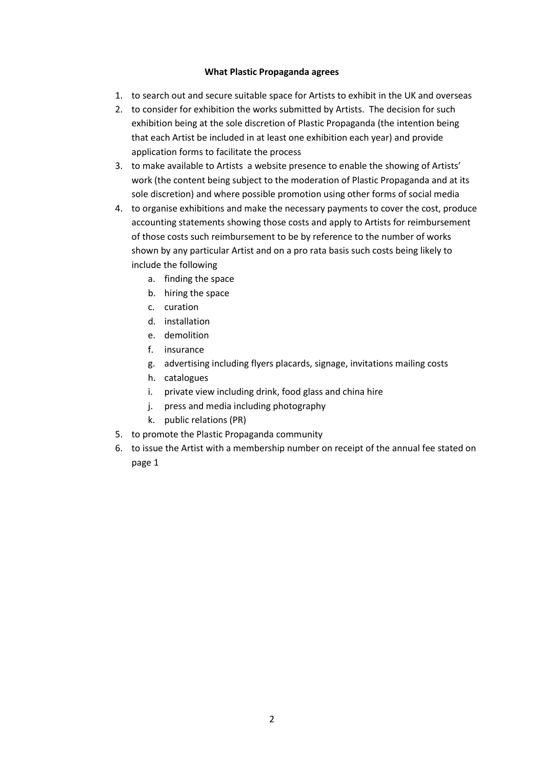**What Plastic Propaganda agrees**

1. to search out and secure suitable space for Artists to exhibit in the UK and overseas
2. to consider for exhibition the works submitted by Artists. The decision for such exhibition being at the sole discretion of Plastic Propaganda (the intention being that each Artist be included in at least one exhibition each year) and provide application forms to facilitate the process
3. to make available to Artists a website presence to enable the showing of Artists' work (the content being subject to the moderation of Plastic Propaganda and at its sole discretion) and where possible promotion using other forms of social media
4. to organise exhibitions and make the necessary payments to cover the cost, produce accounting statements showing those costs and apply to Artists for reimbursement of those costs such reimbursement to be by reference to the number of works shown by any particular Artist and on a pro rata basis such costs being likely to include the following
   a. finding the space
   b. hiring the space
   c. curation
   d. installation
   e. demolition
   f. insurance
   g. advertising including flyers placards, signage, invitations mailing costs
   h. catalogues
   i. private view including drink, food glass and china hire
   j. press and media including photography
   k. public relations (PR)
5. to promote the Plastic Propaganda community
6. to issue the Artist with a membership number on receipt of the annual fee stated on page 1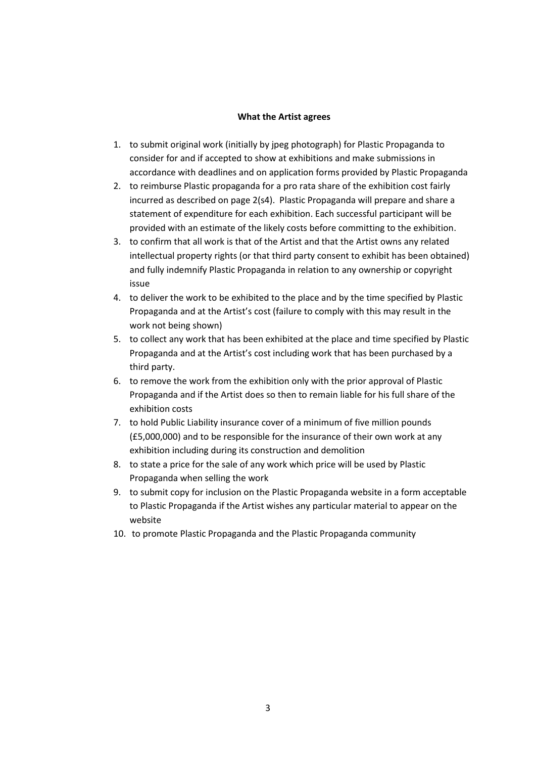**What the Artist agrees**

1. to submit original work (initially by jpeg photograph) for Plastic Propaganda to consider for and if accepted to show at exhibitions and make submissions in accordance with deadlines and on application forms provided by Plastic Propaganda
2. to reimburse Plastic propaganda for a pro rata share of the exhibition cost fairly incurred as described on page 2(s4). Plastic Propaganda will prepare and share a statement of expenditure for each exhibition. Each successful participant will be provided with an estimate of the likely costs before committing to the exhibition.
3. to confirm that all work is that of the Artist and that the Artist owns any related intellectual property rights (or that third party consent to exhibit has been obtained) and fully indemnify Plastic Propaganda in relation to any ownership or copyright issue
4. to deliver the work to be exhibited to the place and by the time specified by Plastic Propaganda and at the Artist's cost (failure to comply with this may result in the work not being shown)
5. to collect any work that has been exhibited at the place and time specified by Plastic Propaganda and at the Artist's cost including work that has been purchased by a third party.
6. to remove the work from the exhibition only with the prior approval of Plastic Propaganda and if the Artist does so then to remain liable for his full share of the exhibition costs
7. to hold Public Liability insurance cover of a minimum of five million pounds (£5,000,000) and to be responsible for the insurance of their own work at any exhibition including during its construction and demolition
8. to state a price for the sale of any work which price will be used by Plastic Propaganda when selling the work
9. to submit copy for inclusion on the Plastic Propaganda website in a form acceptable to Plastic Propaganda if the Artist wishes any particular material to appear on the website
10. to promote Plastic Propaganda and the Plastic Propaganda community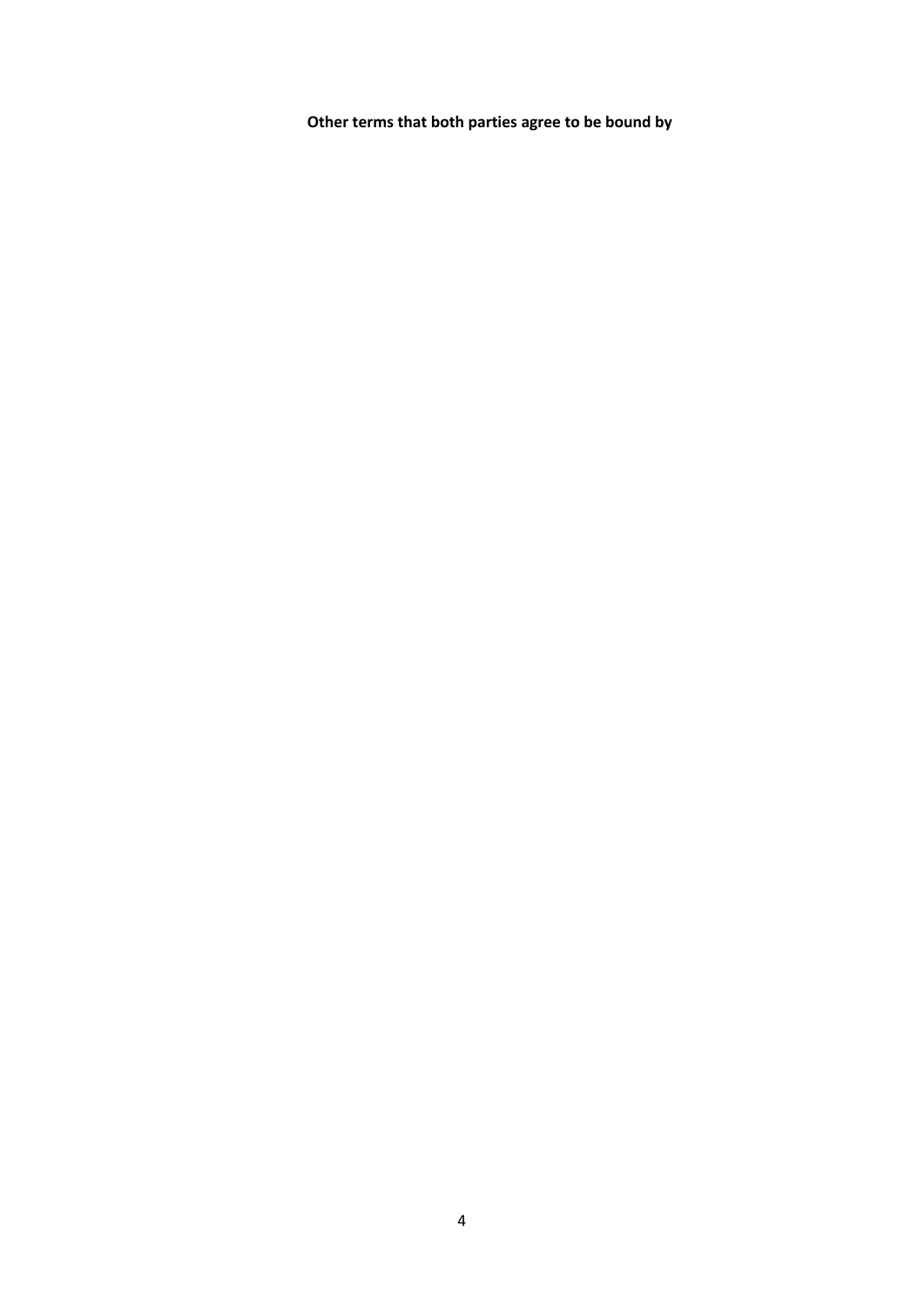**Other terms that both parties agree to be bound by**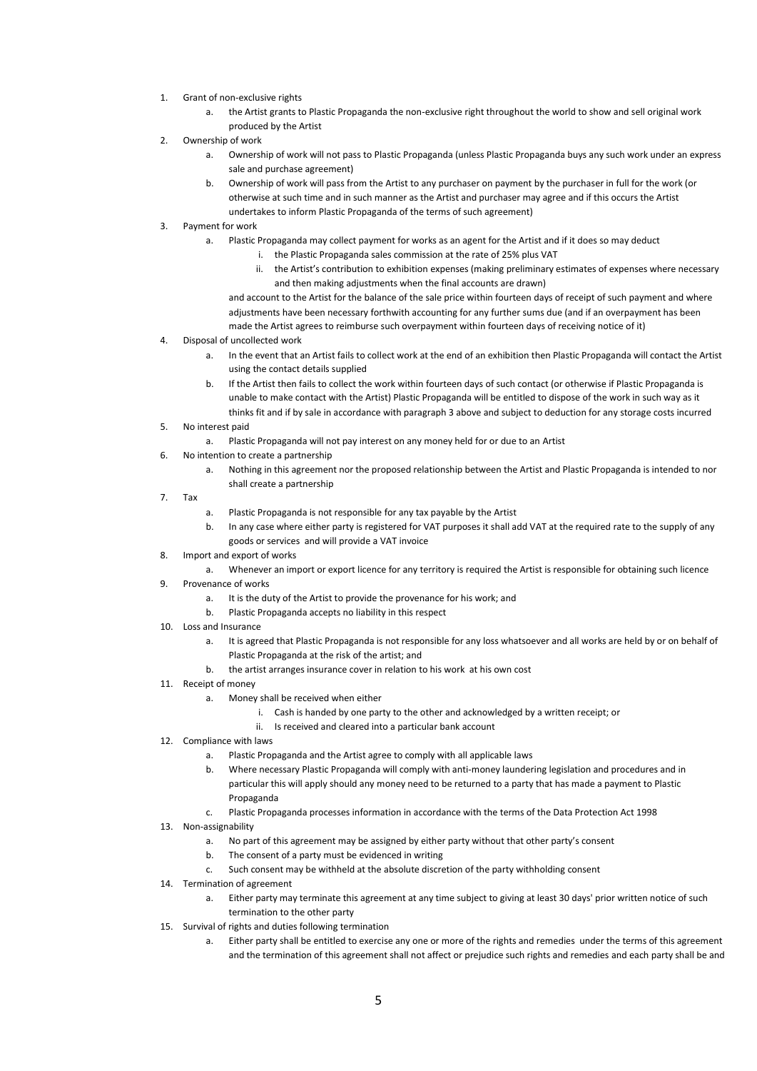1. Grant of non-exclusive rights
    a. the Artist grants to Plastic Propaganda the non-exclusive right throughout the world to show and sell original work produced by the Artist
2. Ownership of work
    a. Ownership of work will not pass to Plastic Propaganda (unless Plastic Propaganda buys any such work under an express sale and purchase agreement)
    b. Ownership of work will pass from the Artist to any purchaser on payment by the purchaser in full for the work (or otherwise at such time and in such manner as the Artist and purchaser may agree and if this occurs the Artist undertakes to inform Plastic Propaganda of the terms of such agreement)
3. Payment for work
    a. Plastic Propaganda may collect payment for works as an agent for the Artist and if it does so may deduct
        i. the Plastic Propaganda sales commission at the rate of 25% plus VAT
        ii. the Artist's contribution to exhibition expenses (making preliminary estimates of expenses where necessary and then making adjustments when the final accounts are drawn)

        and account to the Artist for the balance of the sale price within fourteen days of receipt of such payment and where adjustments have been necessary forthwith accounting for any further sums due (and if an overpayment has been made the Artist agrees to reimburse such overpayment within fourteen days of receiving notice of it)
4. Disposal of uncollected work
    a. In the event that an Artist fails to collect work at the end of an exhibition then Plastic Propaganda will contact the Artist using the contact details supplied
    b. If the Artist then fails to collect the work within fourteen days of such contact (or otherwise if Plastic Propaganda is unable to make contact with the Artist) Plastic Propaganda will be entitled to dispose of the work in such way as it thinks fit and if by sale in accordance with paragraph 3 above and subject to deduction for any storage costs incurred
5. No interest paid
    a. Plastic Propaganda will not pay interest on any money held for or due to an Artist
6. No intention to create a partnership
    a. Nothing in this agreement nor the proposed relationship between the Artist and Plastic Propaganda is intended to nor shall create a partnership
7. Tax
    a. Plastic Propaganda is not responsible for any tax payable by the Artist
    b. In any case where either party is registered for VAT purposes it shall add VAT at the required rate to the supply of any goods or services and will provide a VAT invoice
8. Import and export of works
    a. Whenever an import or export licence for any territory is required the Artist is responsible for obtaining such licence
9. Provenance of works
    a. It is the duty of the Artist to provide the provenance for his work; and
    b. Plastic Propaganda accepts no liability in this respect
10. Loss and Insurance
    a. It is agreed that Plastic Propaganda is not responsible for any loss whatsoever and all works are held by or on behalf of Plastic Propaganda at the risk of the artist; and
    b. the artist arranges insurance cover in relation to his work at his own cost
11. Receipt of money
    a. Money shall be received when either
        i. Cash is handed by one party to the other and acknowledged by a written receipt; or
        ii. Is received and cleared into a particular bank account
12. Compliance with laws
    a. Plastic Propaganda and the Artist agree to comply with all applicable laws
    b. Where necessary Plastic Propaganda will comply with anti-money laundering legislation and procedures and in particular this will apply should any money need to be returned to a party that has made a payment to Plastic Propaganda
    c. Plastic Propaganda processes information in accordance with the terms of the Data Protection Act 1998
13. Non-assignability
    a. No part of this agreement may be assigned by either party without that other party's consent
    b. The consent of a party must be evidenced in writing
    c. Such consent may be withheld at the absolute discretion of the party withholding consent
14. Termination of agreement
    a. Either party may terminate this agreement at any time subject to giving at least 30 days' prior written notice of such termination to the other party
15. Survival of rights and duties following termination
    a. Either party shall be entitled to exercise any one or more of the rights and remedies under the terms of this agreement and the termination of this agreement shall not affect or prejudice such rights and remedies and each party shall be and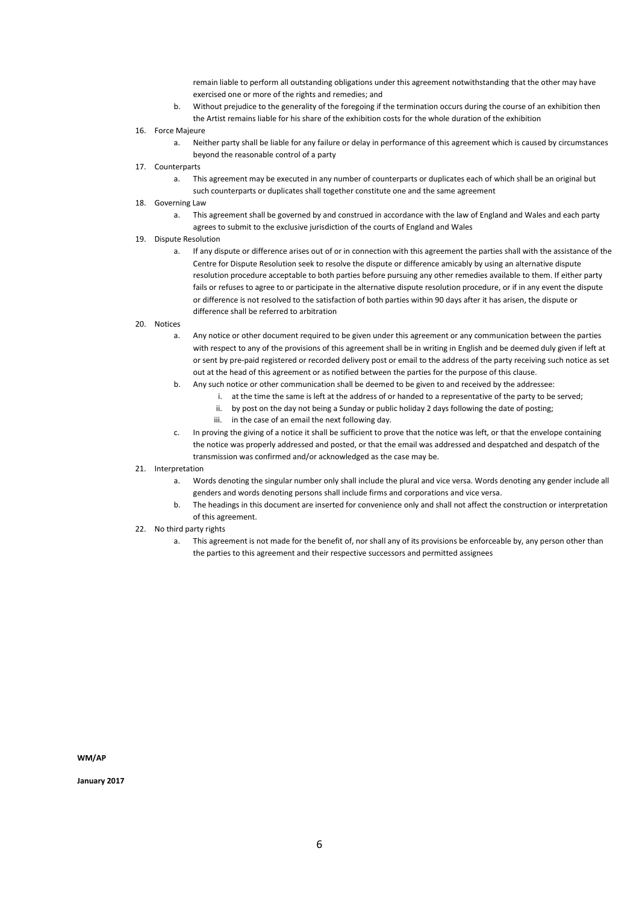remain liable to perform all outstanding obligations under this agreement notwithstanding that the other may have exercised one or more of the rights and remedies; and

b. Without prejudice to the generality of the foregoing if the termination occurs during the course of an exhibition then the Artist remains liable for his share of the exhibition costs for the whole duration of the exhibition

16. Force Majeure
    a. Neither party shall be liable for any failure or delay in performance of this agreement which is caused by circumstances beyond the reasonable control of a party
17. Counterparts
    a. This agreement may be executed in any number of counterparts or duplicates each of which shall be an original but such counterparts or duplicates shall together constitute one and the same agreement
18. Governing Law
    a. This agreement shall be governed by and construed in accordance with the law of England and Wales and each party agrees to submit to the exclusive jurisdiction of the courts of England and Wales
19. Dispute Resolution
    a. If any dispute or difference arises out of or in connection with this agreement the parties shall with the assistance of the Centre for Dispute Resolution seek to resolve the dispute or difference amicably by using an alternative dispute resolution procedure acceptable to both parties before pursuing any other remedies available to them. If either party fails or refuses to agree to or participate in the alternative dispute resolution procedure, or if in any event the dispute or difference is not resolved to the satisfaction of both parties within 90 days after it has arisen, the dispute or difference shall be referred to arbitration
20. Notices
    a. Any notice or other document required to be given under this agreement or any communication between the parties with respect to any of the provisions of this agreement shall be in writing in English and be deemed duly given if left at or sent by pre-paid registered or recorded delivery post or email to the address of the party receiving such notice as set out at the head of this agreement or as notified between the parties for the purpose of this clause.
    b. Any such notice or other communication shall be deemed to be given to and received by the addressee:
        i. at the time the same is left at the address of or handed to a representative of the party to be served;
        ii. by post on the day not being a Sunday or public holiday 2 days following the date of posting;
        iii. in the case of an email the next following day.
    c. In proving the giving of a notice it shall be sufficient to prove that the notice was left, or that the envelope containing the notice was properly addressed and posted, or that the email was addressed and despatched and despatch of the transmission was confirmed and/or acknowledged as the case may be.
21. Interpretation
    a. Words denoting the singular number only shall include the plural and vice versa. Words denoting any gender include all genders and words denoting persons shall include firms and corporations and vice versa.
    b. The headings in this document are inserted for convenience only and shall not affect the construction or interpretation of this agreement.
22. No third party rights
    a. This agreement is not made for the benefit of, nor shall any of its provisions be enforceable by, any person other than the parties to this agreement and their respective successors and permitted assignees

**WM/AP**

**January 2017**